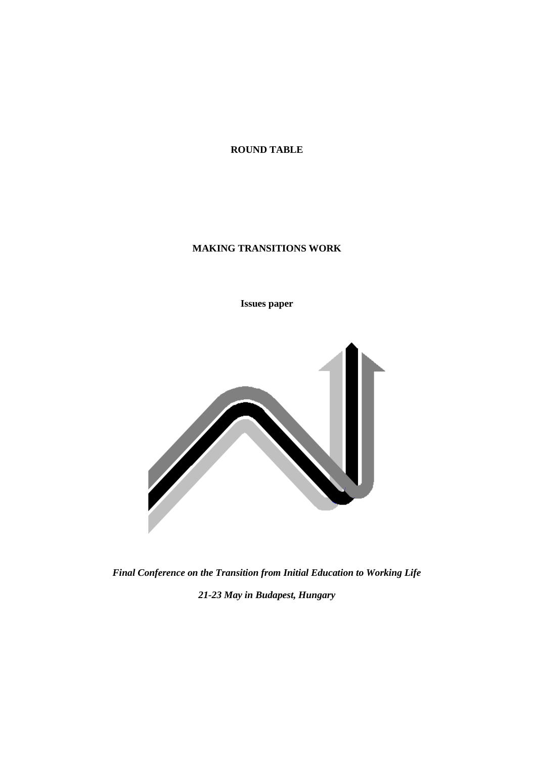**ROUND TABLE**

# MAKING TRANSITIONS WORK

**Issues paper**

***Final Conference on the Transition from Initial Education to Working Life***

***21-23 May in Budapest, Hungary***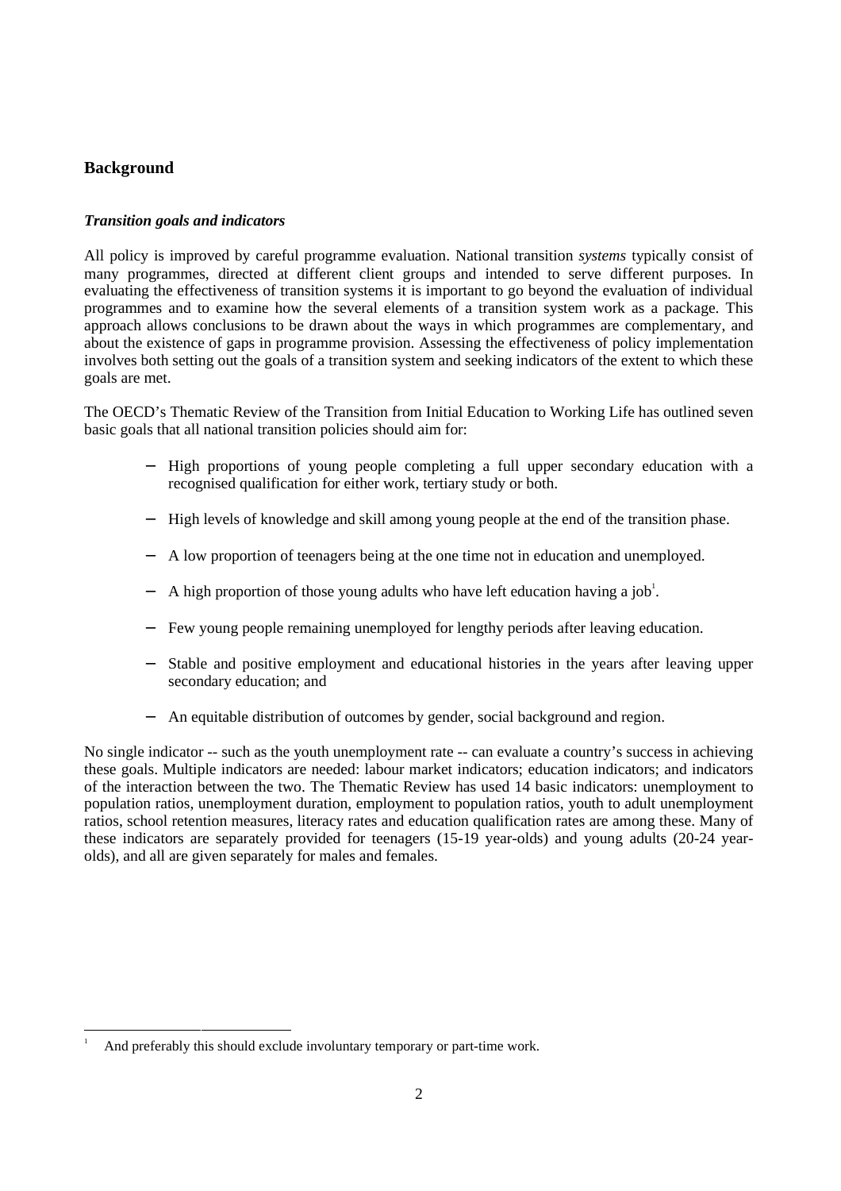## Background

### *Transition goals and indicators*

All policy is improved by careful programme evaluation. National transition *systems* typically consist of many programmes, directed at different client groups and intended to serve different purposes. In evaluating the effectiveness of transition systems it is important to go beyond the evaluation of individual programmes and to examine how the several elements of a transition system work as a package. This approach allows conclusions to be drawn about the ways in which programmes are complementary, and about the existence of gaps in programme provision. Assessing the effectiveness of policy implementation involves both setting out the goals of a transition system and seeking indicators of the extent to which these goals are met.

The OECD's Thematic Review of the Transition from Initial Education to Working Life has outlined seven basic goals that all national transition policies should aim for:

- High proportions of young people completing a full upper secondary education with a recognised qualification for either work, tertiary study or both.
- High levels of knowledge and skill among young people at the end of the transition phase.
- A low proportion of teenagers being at the one time not in education and unemployed.
- A high proportion of those young adults who have left education having a job[1].
- Few young people remaining unemployed for lengthy periods after leaving education.
- Stable and positive employment and educational histories in the years after leaving upper secondary education; and
- An equitable distribution of outcomes by gender, social background and region.

No single indicator -- such as the youth unemployment rate -- can evaluate a country's success in achieving these goals. Multiple indicators are needed: labour market indicators; education indicators; and indicators of the interaction between the two. The Thematic Review has used 14 basic indicators: unemployment to population ratios, unemployment duration, employment to population ratios, youth to adult unemployment ratios, school retention measures, literacy rates and education qualification rates are among these. Many of these indicators are separately provided for teenagers (15-19 year-olds) and young adults (20-24 year-olds), and all are given separately for males and females.

---

[1] And preferably this should exclude involuntary temporary or part-time work.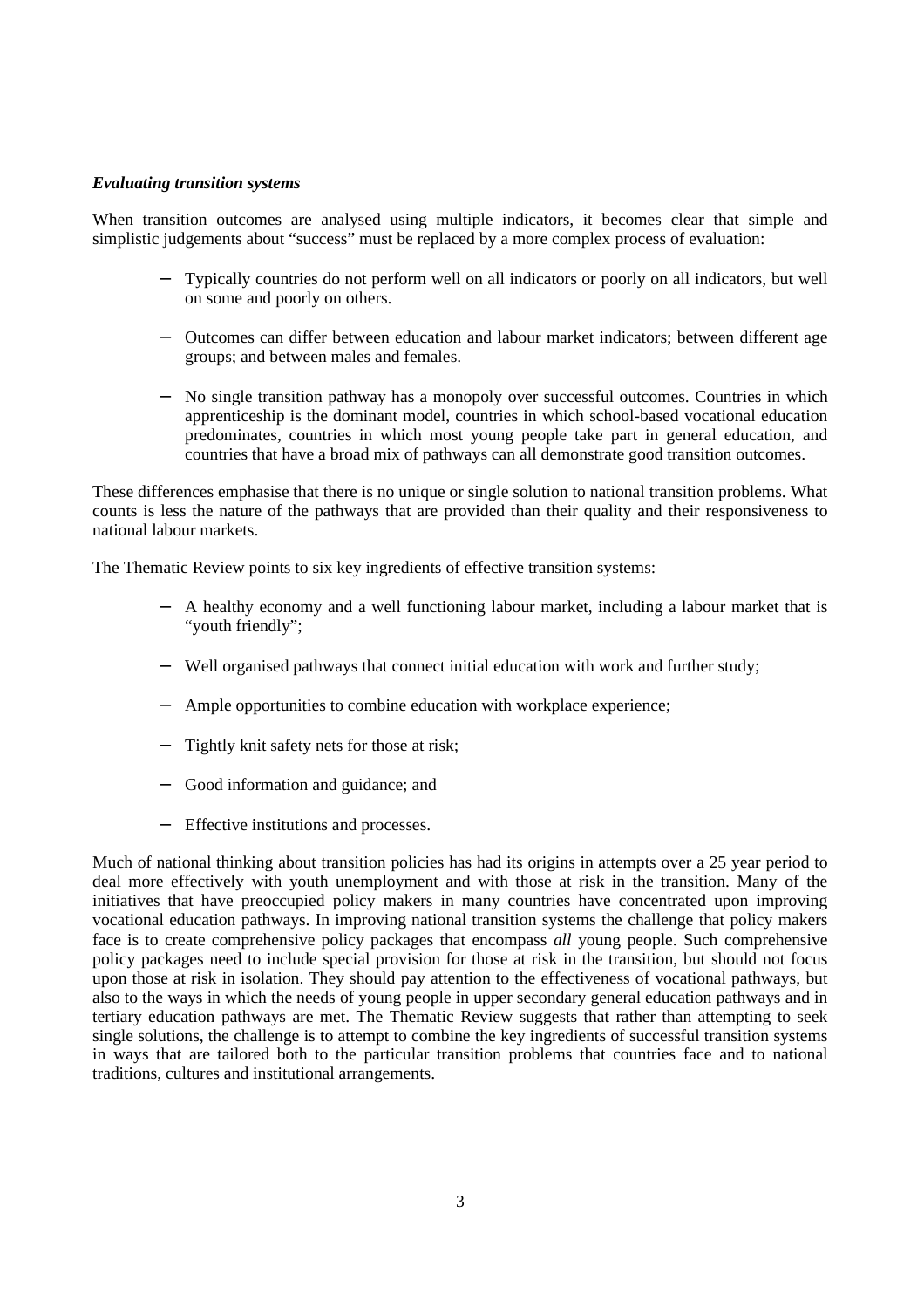### *Evaluating transition systems*

When transition outcomes are analysed using multiple indicators, it becomes clear that simple and simplistic judgements about "success" must be replaced by a more complex process of evaluation:

- Typically countries do not perform well on all indicators or poorly on all indicators, but well on some and poorly on others.
- Outcomes can differ between education and labour market indicators; between different age groups; and between males and females.
- No single transition pathway has a monopoly over successful outcomes. Countries in which apprenticeship is the dominant model, countries in which school-based vocational education predominates, countries in which most young people take part in general education, and countries that have a broad mix of pathways can all demonstrate good transition outcomes.

These differences emphasise that there is no unique or single solution to national transition problems. What counts is less the nature of the pathways that are provided than their quality and their responsiveness to national labour markets.

The Thematic Review points to six key ingredients of effective transition systems:

- A healthy economy and a well functioning labour market, including a labour market that is "youth friendly";
- Well organised pathways that connect initial education with work and further study;
- Ample opportunities to combine education with workplace experience;
- Tightly knit safety nets for those at risk;
- Good information and guidance; and
- Effective institutions and processes.

Much of national thinking about transition policies has had its origins in attempts over a 25 year period to deal more effectively with youth unemployment and with those at risk in the transition. Many of the initiatives that have preoccupied policy makers in many countries have concentrated upon improving vocational education pathways. In improving national transition systems the challenge that policy makers face is to create comprehensive policy packages that encompass *all* young people. Such comprehensive policy packages need to include special provision for those at risk in the transition, but should not focus upon those at risk in isolation. They should pay attention to the effectiveness of vocational pathways, but also to the ways in which the needs of young people in upper secondary general education pathways and in tertiary education pathways are met. The Thematic Review suggests that rather than attempting to seek single solutions, the challenge is to attempt to combine the key ingredients of successful transition systems in ways that are tailored both to the particular transition problems that countries face and to national traditions, cultures and institutional arrangements.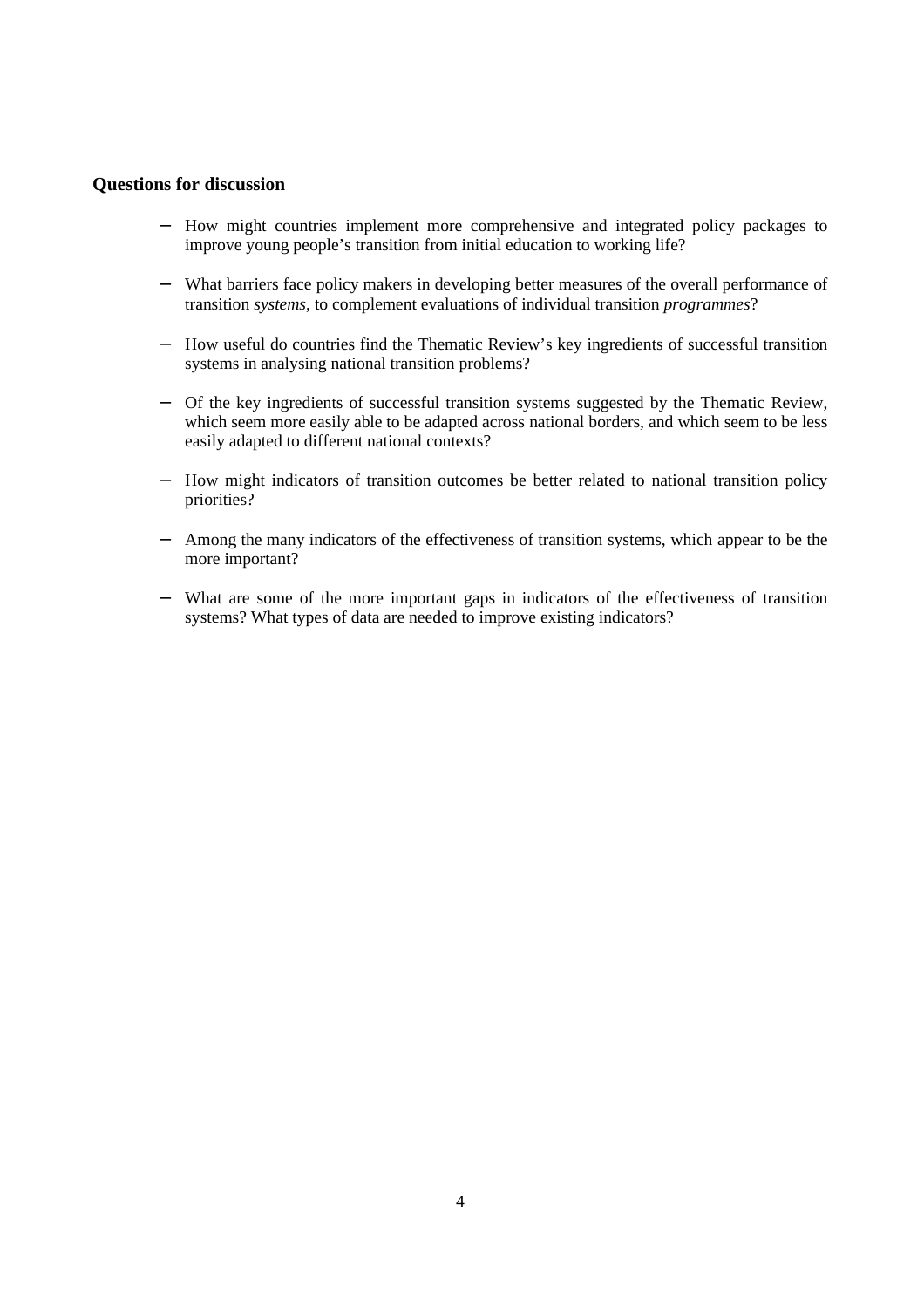**Questions for discussion**

- How might countries implement more comprehensive and integrated policy packages to improve young people's transition from initial education to working life?
- What barriers face policy makers in developing better measures of the overall performance of transition *systems*, to complement evaluations of individual transition *programmes*?
- How useful do countries find the Thematic Review's key ingredients of successful transition systems in analysing national transition problems?
- Of the key ingredients of successful transition systems suggested by the Thematic Review, which seem more easily able to be adapted across national borders, and which seem to be less easily adapted to different national contexts?
- How might indicators of transition outcomes be better related to national transition policy priorities?
- Among the many indicators of the effectiveness of transition systems, which appear to be the more important?
- What are some of the more important gaps in indicators of the effectiveness of transition systems? What types of data are needed to improve existing indicators?